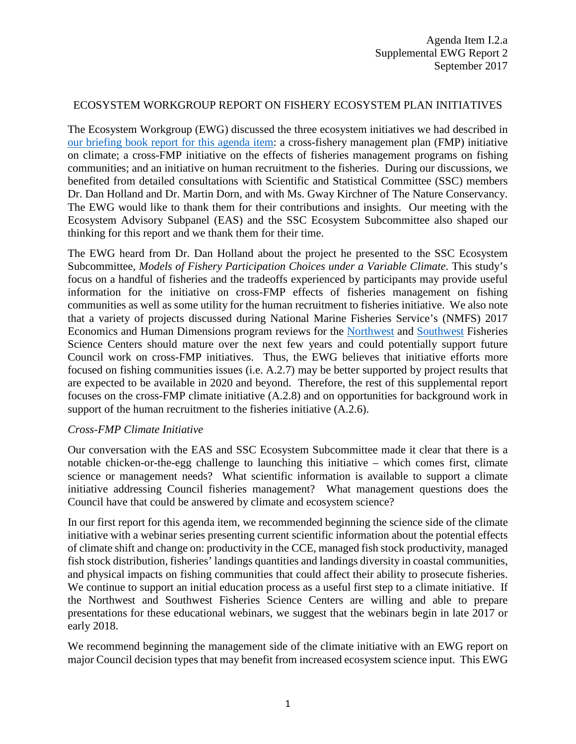Agenda Item I.2.a
Supplemental EWG Report 2
September 2017

# ECOSYSTEM WORKGROUP REPORT ON FISHERY ECOSYSTEM PLAN INITIATIVES

The Ecosystem Workgroup (EWG) discussed the three ecosystem initiatives we had described in [our briefing book report for this agenda item](): a cross-fishery management plan (FMP) initiative on climate; a cross-FMP initiative on the effects of fisheries management programs on fishing communities; and an initiative on human recruitment to the fisheries. During our discussions, we benefited from detailed consultations with Scientific and Statistical Committee (SSC) members Dr. Dan Holland and Dr. Martin Dorn, and with Ms. Gway Kirchner of The Nature Conservancy. The EWG would like to thank them for their contributions and insights. Our meeting with the Ecosystem Advisory Subpanel (EAS) and the SSC Ecosystem Subcommittee also shaped our thinking for this report and we thank them for their time.

The EWG heard from Dr. Dan Holland about the project he presented to the SSC Ecosystem Subcommittee, *Models of Fishery Participation Choices under a Variable Climate*. This study's focus on a handful of fisheries and the tradeoffs experienced by participants may provide useful information for the initiative on cross-FMP effects of fisheries management on fishing communities as well as some utility for the human recruitment to fisheries initiative. We also note that a variety of projects discussed during National Marine Fisheries Service's (NMFS) 2017 Economics and Human Dimensions program reviews for the [Northwest]() and [Southwest]() Fisheries Science Centers should mature over the next few years and could potentially support future Council work on cross-FMP initiatives. Thus, the EWG believes that initiative efforts more focused on fishing communities issues (i.e. A.2.7) may be better supported by project results that are expected to be available in 2020 and beyond. Therefore, the rest of this supplemental report focuses on the cross-FMP climate initiative (A.2.8) and on opportunities for background work in support of the human recruitment to the fisheries initiative (A.2.6).

## *Cross-FMP Climate Initiative*

Our conversation with the EAS and SSC Ecosystem Subcommittee made it clear that there is a notable chicken-or-the-egg challenge to launching this initiative – which comes first, climate science or management needs? What scientific information is available to support a climate initiative addressing Council fisheries management? What management questions does the Council have that could be answered by climate and ecosystem science?

In our first report for this agenda item, we recommended beginning the science side of the climate initiative with a webinar series presenting current scientific information about the potential effects of climate shift and change on: productivity in the CCE, managed fish stock productivity, managed fish stock distribution, fisheries' landings quantities and landings diversity in coastal communities, and physical impacts on fishing communities that could affect their ability to prosecute fisheries. We continue to support an initial education process as a useful first step to a climate initiative. If the Northwest and Southwest Fisheries Science Centers are willing and able to prepare presentations for these educational webinars, we suggest that the webinars begin in late 2017 or early 2018.

We recommend beginning the management side of the climate initiative with an EWG report on major Council decision types that may benefit from increased ecosystem science input. This EWG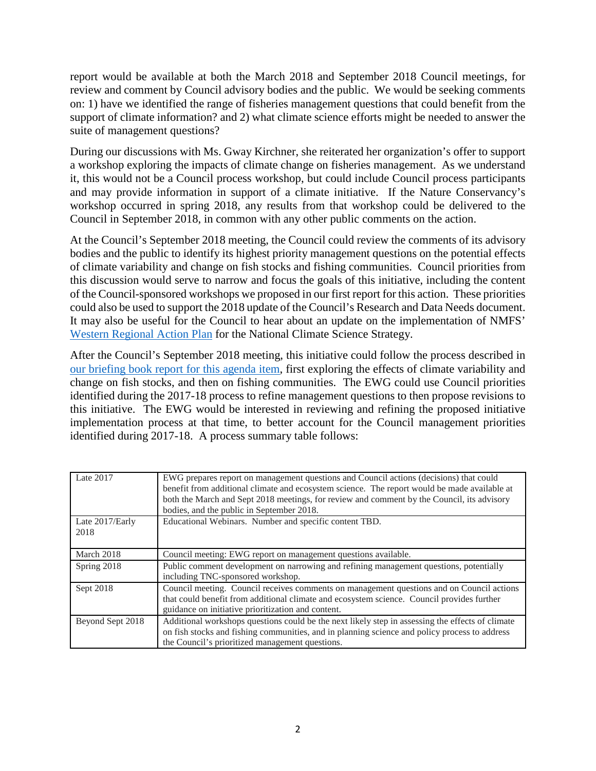report would be available at both the March 2018 and September 2018 Council meetings, for review and comment by Council advisory bodies and the public. We would be seeking comments on: 1) have we identified the range of fisheries management questions that could benefit from the support of climate information? and 2) what climate science efforts might be needed to answer the suite of management questions?

During our discussions with Ms. Gway Kirchner, she reiterated her organization's offer to support a workshop exploring the impacts of climate change on fisheries management. As we understand it, this would not be a Council process workshop, but could include Council process participants and may provide information in support of a climate initiative. If the Nature Conservancy's workshop occurred in spring 2018, any results from that workshop could be delivered to the Council in September 2018, in common with any other public comments on the action.

At the Council's September 2018 meeting, the Council could review the comments of its advisory bodies and the public to identify its highest priority management questions on the potential effects of climate variability and change on fish stocks and fishing communities. Council priorities from this discussion would serve to narrow and focus the goals of this initiative, including the content of the Council-sponsored workshops we proposed in our first report for this action. These priorities could also be used to support the 2018 update of the Council's Research and Data Needs document. It may also be useful for the Council to hear about an update on the implementation of NMFS' [Western Regional Action Plan](#) for the National Climate Science Strategy.

After the Council's September 2018 meeting, this initiative could follow the process described in [our briefing book report for this agenda item](#), first exploring the effects of climate variability and change on fish stocks, and then on fishing communities. The EWG could use Council priorities identified during the 2017-18 process to refine management questions to then propose revisions to this initiative. The EWG would be interested in reviewing and refining the proposed initiative implementation process at that time, to better account for the Council management priorities identified during 2017-18. A process summary table follows:

| | |
|---|---|
| Late 2017 | EWG prepares report on management questions and Council actions (decisions) that could benefit from additional climate and ecosystem science. The report would be made available at both the March and Sept 2018 meetings, for review and comment by the Council, its advisory bodies, and the public in September 2018. |
| Late 2017/Early 2018 | Educational Webinars. Number and specific content TBD. |
| March 2018 | Council meeting: EWG report on management questions available. |
| Spring 2018 | Public comment development on narrowing and refining management questions, potentially including TNC-sponsored workshop. |
| Sept 2018 | Council meeting. Council receives comments on management questions and on Council actions that could benefit from additional climate and ecosystem science. Council provides further guidance on initiative prioritization and content. |
| Beyond Sept 2018 | Additional workshops questions could be the next likely step in assessing the effects of climate on fish stocks and fishing communities, and in planning science and policy process to address the Council's prioritized management questions. |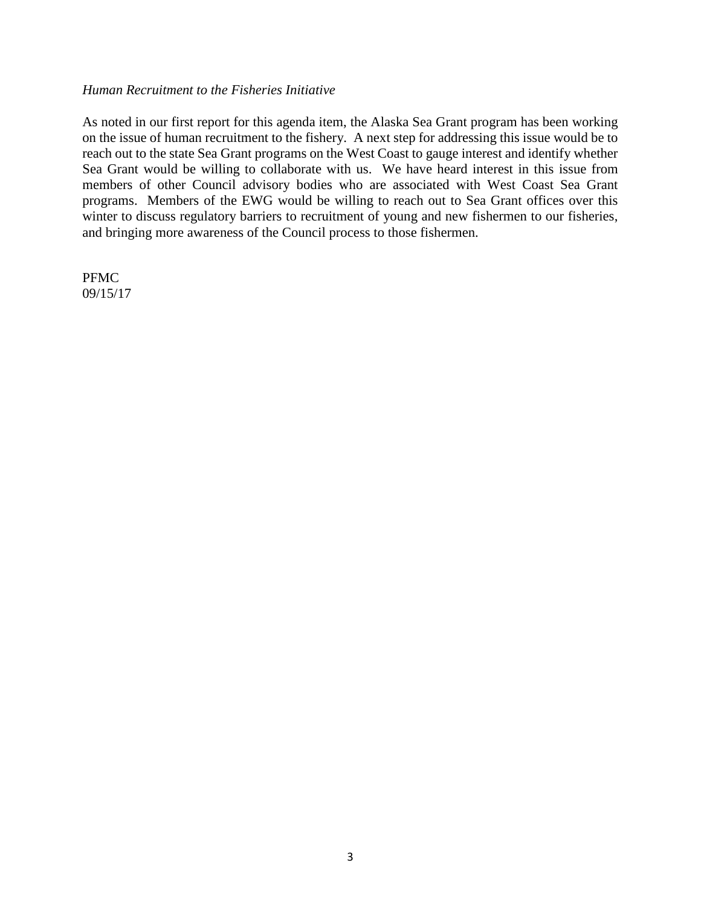*Human Recruitment to the Fisheries Initiative*

As noted in our first report for this agenda item, the Alaska Sea Grant program has been working on the issue of human recruitment to the fishery. A next step for addressing this issue would be to reach out to the state Sea Grant programs on the West Coast to gauge interest and identify whether Sea Grant would be willing to collaborate with us. We have heard interest in this issue from members of other Council advisory bodies who are associated with West Coast Sea Grant programs. Members of the EWG would be willing to reach out to Sea Grant offices over this winter to discuss regulatory barriers to recruitment of young and new fishermen to our fisheries, and bringing more awareness of the Council process to those fishermen.

PFMC
09/15/17